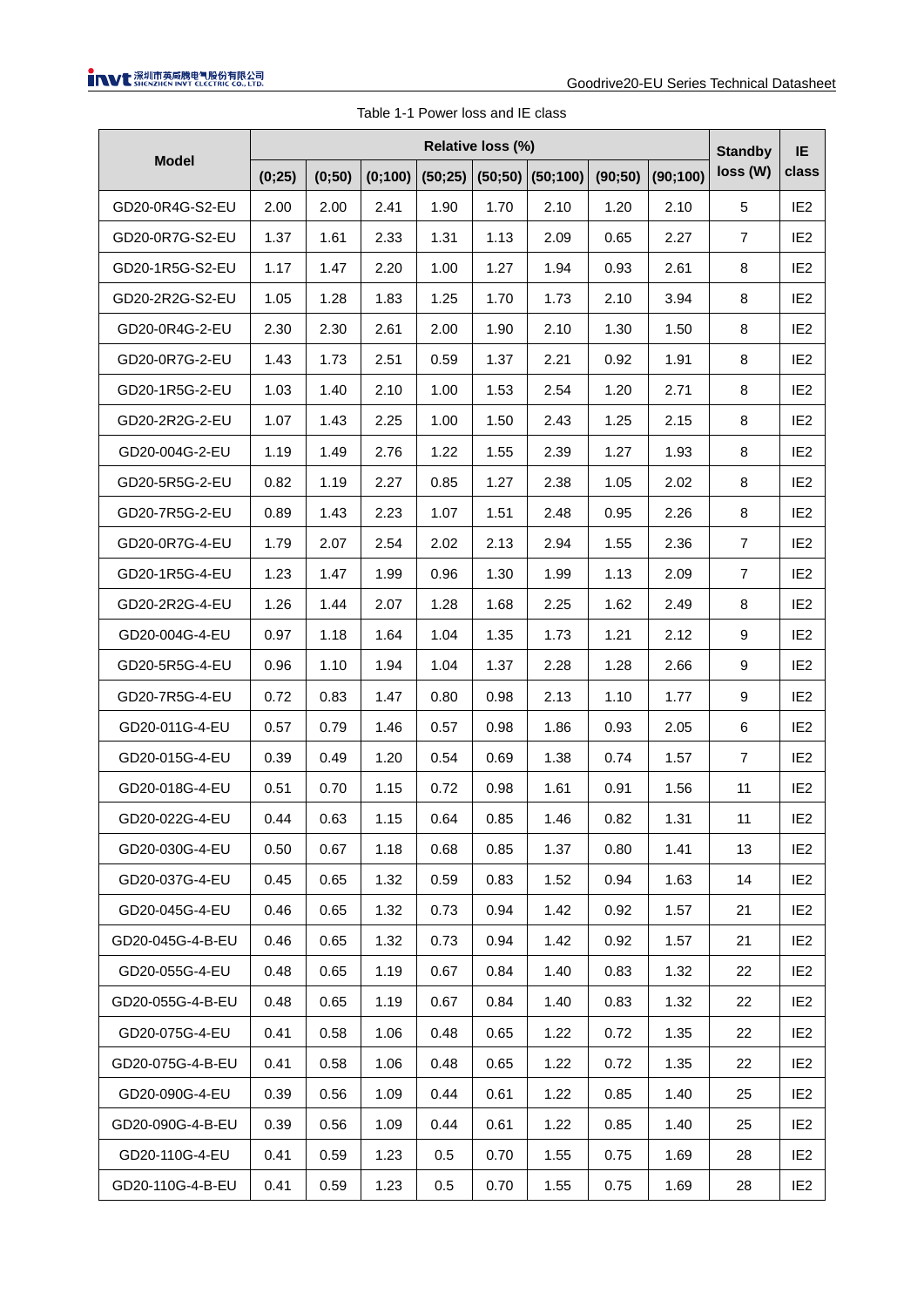Table 1-1 Power loss and IE class

| Model | Relative loss (%) | | | | | | | | Standby loss (W) | IE class |
|---|---|---|---|---|---|---|---|---|---|---|
| | (0;25) | (0;50) | (0;100) | (50;25) | (50;50) | (50;100) | (90;50) | (90;100) | | |
| GD20-0R4G-S2-EU | 2.00 | 2.00 | 2.41 | 1.90 | 1.70 | 2.10 | 1.20 | 2.10 | 5 | IE2 |
| GD20-0R7G-S2-EU | 1.37 | 1.61 | 2.33 | 1.31 | 1.13 | 2.09 | 0.65 | 2.27 | 7 | IE2 |
| GD20-1R5G-S2-EU | 1.17 | 1.47 | 2.20 | 1.00 | 1.27 | 1.94 | 0.93 | 2.61 | 8 | IE2 |
| GD20-2R2G-S2-EU | 1.05 | 1.28 | 1.83 | 1.25 | 1.70 | 1.73 | 2.10 | 3.94 | 8 | IE2 |
| GD20-0R4G-2-EU | 2.30 | 2.30 | 2.61 | 2.00 | 1.90 | 2.10 | 1.30 | 1.50 | 8 | IE2 |
| GD20-0R7G-2-EU | 1.43 | 1.73 | 2.51 | 0.59 | 1.37 | 2.21 | 0.92 | 1.91 | 8 | IE2 |
| GD20-1R5G-2-EU | 1.03 | 1.40 | 2.10 | 1.00 | 1.53 | 2.54 | 1.20 | 2.71 | 8 | IE2 |
| GD20-2R2G-2-EU | 1.07 | 1.43 | 2.25 | 1.00 | 1.50 | 2.43 | 1.25 | 2.15 | 8 | IE2 |
| GD20-004G-2-EU | 1.19 | 1.49 | 2.76 | 1.22 | 1.55 | 2.39 | 1.27 | 1.93 | 8 | IE2 |
| GD20-5R5G-2-EU | 0.82 | 1.19 | 2.27 | 0.85 | 1.27 | 2.38 | 1.05 | 2.02 | 8 | IE2 |
| GD20-7R5G-2-EU | 0.89 | 1.43 | 2.23 | 1.07 | 1.51 | 2.48 | 0.95 | 2.26 | 8 | IE2 |
| GD20-0R7G-4-EU | 1.79 | 2.07 | 2.54 | 2.02 | 2.13 | 2.94 | 1.55 | 2.36 | 7 | IE2 |
| GD20-1R5G-4-EU | 1.23 | 1.47 | 1.99 | 0.96 | 1.30 | 1.99 | 1.13 | 2.09 | 7 | IE2 |
| GD20-2R2G-4-EU | 1.26 | 1.44 | 2.07 | 1.28 | 1.68 | 2.25 | 1.62 | 2.49 | 8 | IE2 |
| GD20-004G-4-EU | 0.97 | 1.18 | 1.64 | 1.04 | 1.35 | 1.73 | 1.21 | 2.12 | 9 | IE2 |
| GD20-5R5G-4-EU | 0.96 | 1.10 | 1.94 | 1.04 | 1.37 | 2.28 | 1.28 | 2.66 | 9 | IE2 |
| GD20-7R5G-4-EU | 0.72 | 0.83 | 1.47 | 0.80 | 0.98 | 2.13 | 1.10 | 1.77 | 9 | IE2 |
| GD20-011G-4-EU | 0.57 | 0.79 | 1.46 | 0.57 | 0.98 | 1.86 | 0.93 | 2.05 | 6 | IE2 |
| GD20-015G-4-EU | 0.39 | 0.49 | 1.20 | 0.54 | 0.69 | 1.38 | 0.74 | 1.57 | 7 | IE2 |
| GD20-018G-4-EU | 0.51 | 0.70 | 1.15 | 0.72 | 0.98 | 1.61 | 0.91 | 1.56 | 11 | IE2 |
| GD20-022G-4-EU | 0.44 | 0.63 | 1.15 | 0.64 | 0.85 | 1.46 | 0.82 | 1.31 | 11 | IE2 |
| GD20-030G-4-EU | 0.50 | 0.67 | 1.18 | 0.68 | 0.85 | 1.37 | 0.80 | 1.41 | 13 | IE2 |
| GD20-037G-4-EU | 0.45 | 0.65 | 1.32 | 0.59 | 0.83 | 1.52 | 0.94 | 1.63 | 14 | IE2 |
| GD20-045G-4-EU | 0.46 | 0.65 | 1.32 | 0.73 | 0.94 | 1.42 | 0.92 | 1.57 | 21 | IE2 |
| GD20-045G-4-B-EU | 0.46 | 0.65 | 1.32 | 0.73 | 0.94 | 1.42 | 0.92 | 1.57 | 21 | IE2 |
| GD20-055G-4-EU | 0.48 | 0.65 | 1.19 | 0.67 | 0.84 | 1.40 | 0.83 | 1.32 | 22 | IE2 |
| GD20-055G-4-B-EU | 0.48 | 0.65 | 1.19 | 0.67 | 0.84 | 1.40 | 0.83 | 1.32 | 22 | IE2 |
| GD20-075G-4-EU | 0.41 | 0.58 | 1.06 | 0.48 | 0.65 | 1.22 | 0.72 | 1.35 | 22 | IE2 |
| GD20-075G-4-B-EU | 0.41 | 0.58 | 1.06 | 0.48 | 0.65 | 1.22 | 0.72 | 1.35 | 22 | IE2 |
| GD20-090G-4-EU | 0.39 | 0.56 | 1.09 | 0.44 | 0.61 | 1.22 | 0.85 | 1.40 | 25 | IE2 |
| GD20-090G-4-B-EU | 0.39 | 0.56 | 1.09 | 0.44 | 0.61 | 1.22 | 0.85 | 1.40 | 25 | IE2 |
| GD20-110G-4-EU | 0.41 | 0.59 | 1.23 | 0.5 | 0.70 | 1.55 | 0.75 | 1.69 | 28 | IE2 |
| GD20-110G-4-B-EU | 0.41 | 0.59 | 1.23 | 0.5 | 0.70 | 1.55 | 0.75 | 1.69 | 28 | IE2 |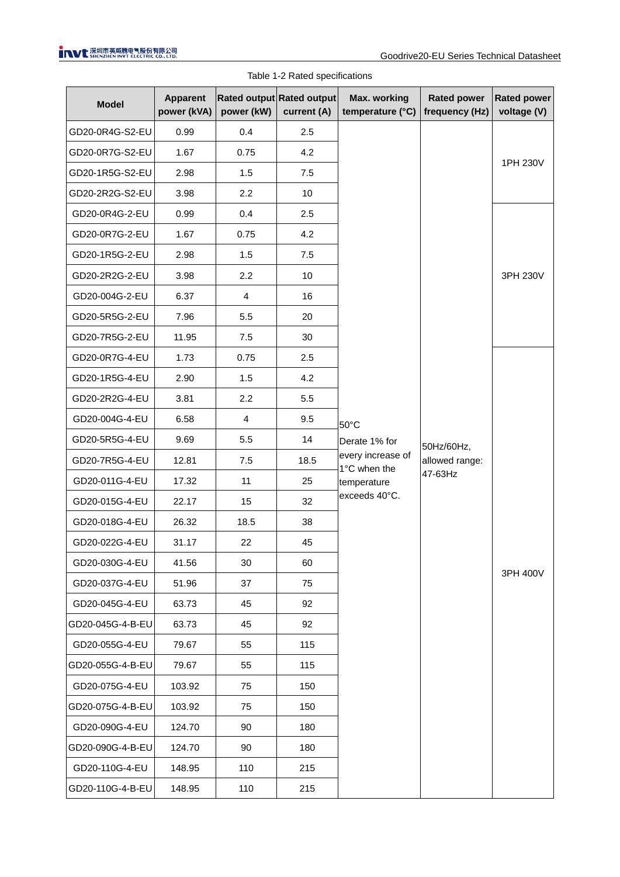Table 1-2 Rated specifications

| Model | Apparent power (kVA) | Rated output power (kW) | Rated output current (A) | Max. working temperature (°C) | Rated power frequency (Hz) | Rated power voltage (V) |
|---|---|---|---|---|---|---|
| GD20-0R4G-S2-EU | 0.99 | 0.4 | 2.5 | 50°C Derate 1% for every increase of 1°C when the temperature exceeds 40°C. | 50Hz/60Hz, allowed range: 47-63Hz | 1PH 230V |
| GD20-0R7G-S2-EU | 1.67 | 0.75 | 4.2 | | | |
| GD20-1R5G-S2-EU | 2.98 | 1.5 | 7.5 | | | |
| GD20-2R2G-S2-EU | 3.98 | 2.2 | 10 | | | |
| GD20-0R4G-2-EU | 0.99 | 0.4 | 2.5 | | | 3PH 230V |
| GD20-0R7G-2-EU | 1.67 | 0.75 | 4.2 | | | |
| GD20-1R5G-2-EU | 2.98 | 1.5 | 7.5 | | | |
| GD20-2R2G-2-EU | 3.98 | 2.2 | 10 | | | |
| GD20-004G-2-EU | 6.37 | 4 | 16 | | | |
| GD20-5R5G-2-EU | 7.96 | 5.5 | 20 | | | |
| GD20-7R5G-2-EU | 11.95 | 7.5 | 30 | | | |
| GD20-0R7G-4-EU | 1.73 | 0.75 | 2.5 | | | 3PH 400V |
| GD20-1R5G-4-EU | 2.90 | 1.5 | 4.2 | | | |
| GD20-2R2G-4-EU | 3.81 | 2.2 | 5.5 | | | |
| GD20-004G-4-EU | 6.58 | 4 | 9.5 | | | |
| GD20-5R5G-4-EU | 9.69 | 5.5 | 14 | | | |
| GD20-7R5G-4-EU | 12.81 | 7.5 | 18.5 | | | |
| GD20-011G-4-EU | 17.32 | 11 | 25 | | | |
| GD20-015G-4-EU | 22.17 | 15 | 32 | | | |
| GD20-018G-4-EU | 26.32 | 18.5 | 38 | | | |
| GD20-022G-4-EU | 31.17 | 22 | 45 | | | |
| GD20-030G-4-EU | 41.56 | 30 | 60 | | | |
| GD20-037G-4-EU | 51.96 | 37 | 75 | | | |
| GD20-045G-4-EU | 63.73 | 45 | 92 | | | |
| GD20-045G-4-B-EU | 63.73 | 45 | 92 | | | |
| GD20-055G-4-EU | 79.67 | 55 | 115 | | | |
| GD20-055G-4-B-EU | 79.67 | 55 | 115 | | | |
| GD20-075G-4-EU | 103.92 | 75 | 150 | | | |
| GD20-075G-4-B-EU | 103.92 | 75 | 150 | | | |
| GD20-090G-4-EU | 124.70 | 90 | 180 | | | |
| GD20-090G-4-B-EU | 124.70 | 90 | 180 | | | |
| GD20-110G-4-EU | 148.95 | 110 | 215 | | | |
| GD20-110G-4-B-EU | 148.95 | 110 | 215 | | | |